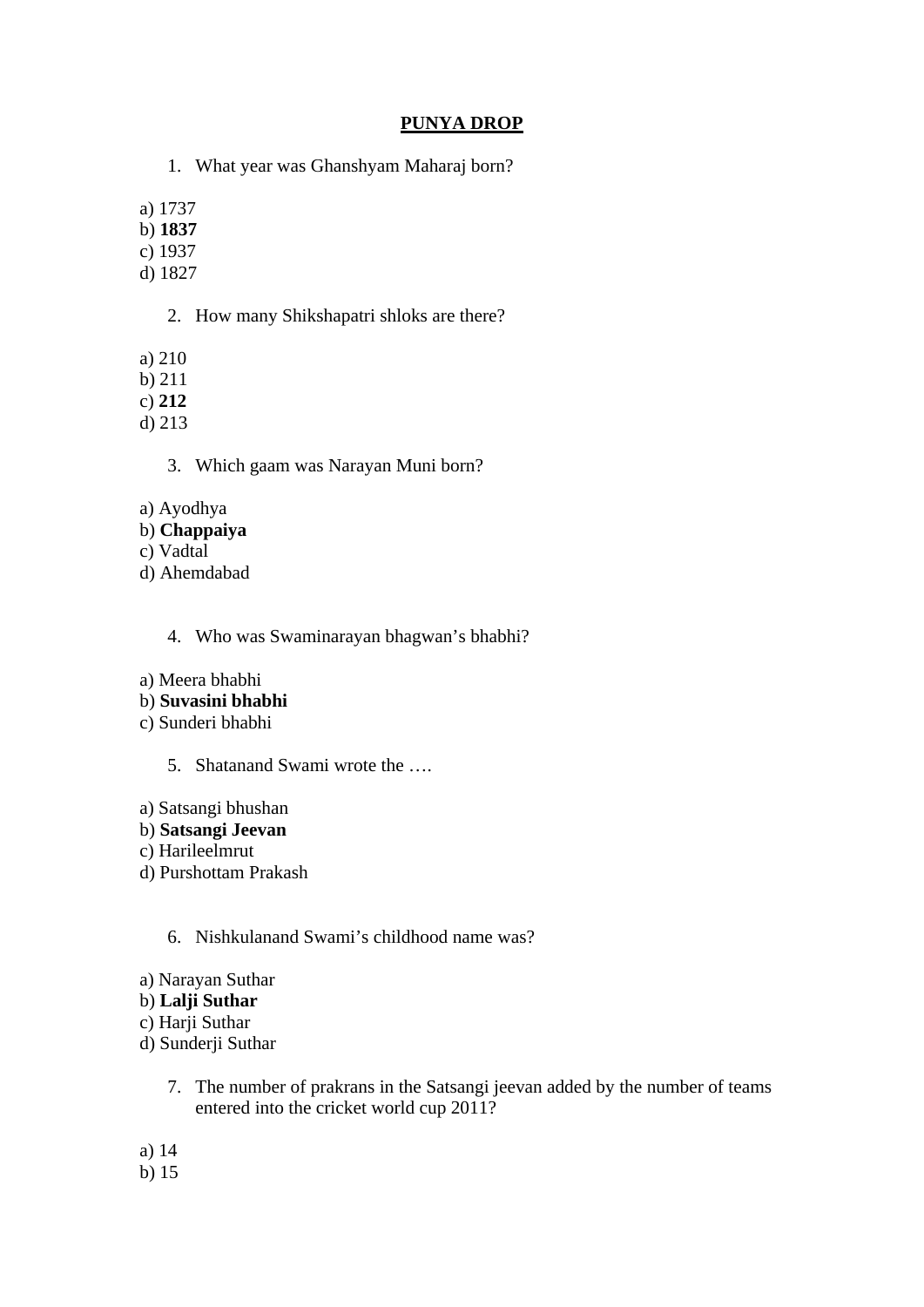# PUNYA DROP

1. What year was Ghanshyam Maharaj born?

a) 1737
b) **1837**
c) 1937
d) 1827

2. How many Shikshapatri shloks are there?

a) 210
b) 211
c) **212**
d) 213

3. Which gaam was Narayan Muni born?

a) Ayodhya
b) **Chappaiya**
c) Vadtal
d) Ahemdabad

4. Who was Swaminarayan bhagwan's bhabhi?

a) Meera bhabhi
b) **Suvasini bhabhi**
c) Sunderi bhabhi

5. Shatanand Swami wrote the ….

a) Satsangi bhushan
b) **Satsangi Jeevan**
c) Harileelmrut
d) Purshottam Prakash

6. Nishkulanand Swami's childhood name was?

a) Narayan Suthar
b) **Lalji Suthar**
c) Harji Suthar
d) Sunderji Suthar

7. The number of prakrans in the Satsangi jeevan added by the number of teams entered into the cricket world cup 2011?

a) 14
b) 15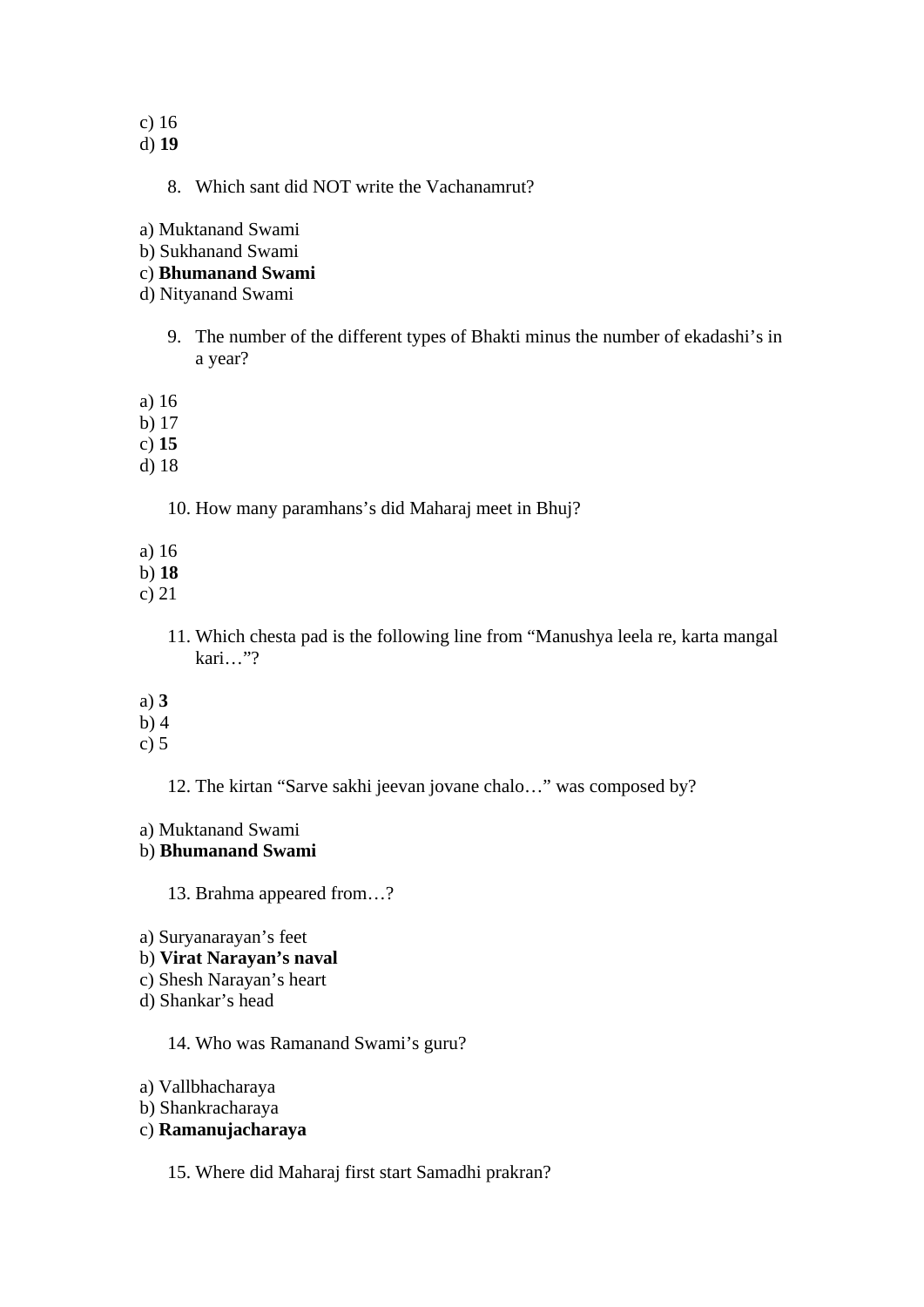c) 16
d) **19**

8. Which sant did NOT write the Vachanamrut?

a) Muktanand Swami
b) Sukhanand Swami
c) **Bhumanand Swami**
d) Nityanand Swami

9. The number of the different types of Bhakti minus the number of ekadashi's in a year?

a) 16
b) 17
c) **15**
d) 18

10. How many paramhans's did Maharaj meet in Bhuj?

a) 16
b) **18**
c) 21

11. Which chesta pad is the following line from "Manushya leela re, karta mangal kari…"?

a) **3**
b) 4
c) 5

12. The kirtan "Sarve sakhi jeevan jovane chalo…" was composed by?

a) Muktanand Swami
b) **Bhumanand Swami**

13. Brahma appeared from…?

a) Suryanarayan's feet
b) **Virat Narayan's naval**
c) Shesh Narayan's heart
d) Shankar's head

14. Who was Ramanand Swami's guru?

a) Vallbhacharaya
b) Shankracharaya
c) **Ramanujacharaya**

15. Where did Maharaj first start Samadhi prakran?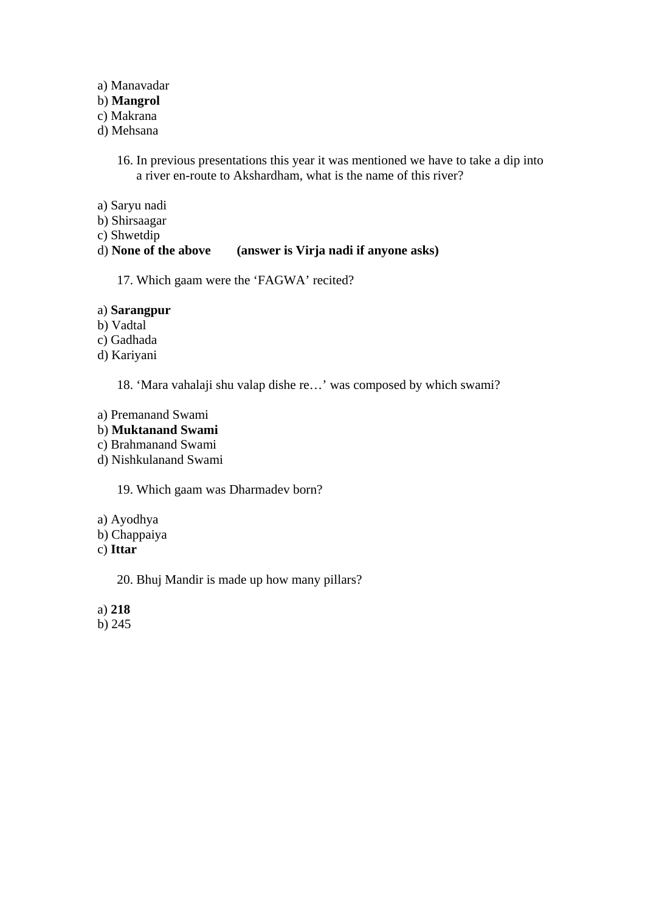a) Manavadar
b) **Mangrol**
c) Makrana
d) Mehsana

16. In previous presentations this year it was mentioned we have to take a dip into a river en-route to Akshardham, what is the name of this river?

a) Saryu nadi
b) Shirsaagar
c) Shwetdip
d) **None of the above** **(answer is Virja nadi if anyone asks)**

17. Which gaam were the 'FAGWA' recited?

a) **Sarangpur**
b) Vadtal
c) Gadhada
d) Kariyani

18. 'Mara vahalaji shu valap dishe re…' was composed by which swami?

a) Premanand Swami
b) **Muktanand Swami**
c) Brahmanand Swami
d) Nishkulanand Swami

19. Which gaam was Dharmadev born?

a) Ayodhya
b) Chappaiya
c) **Ittar**

20. Bhuj Mandir is made up how many pillars?

a) **218**
b) 245